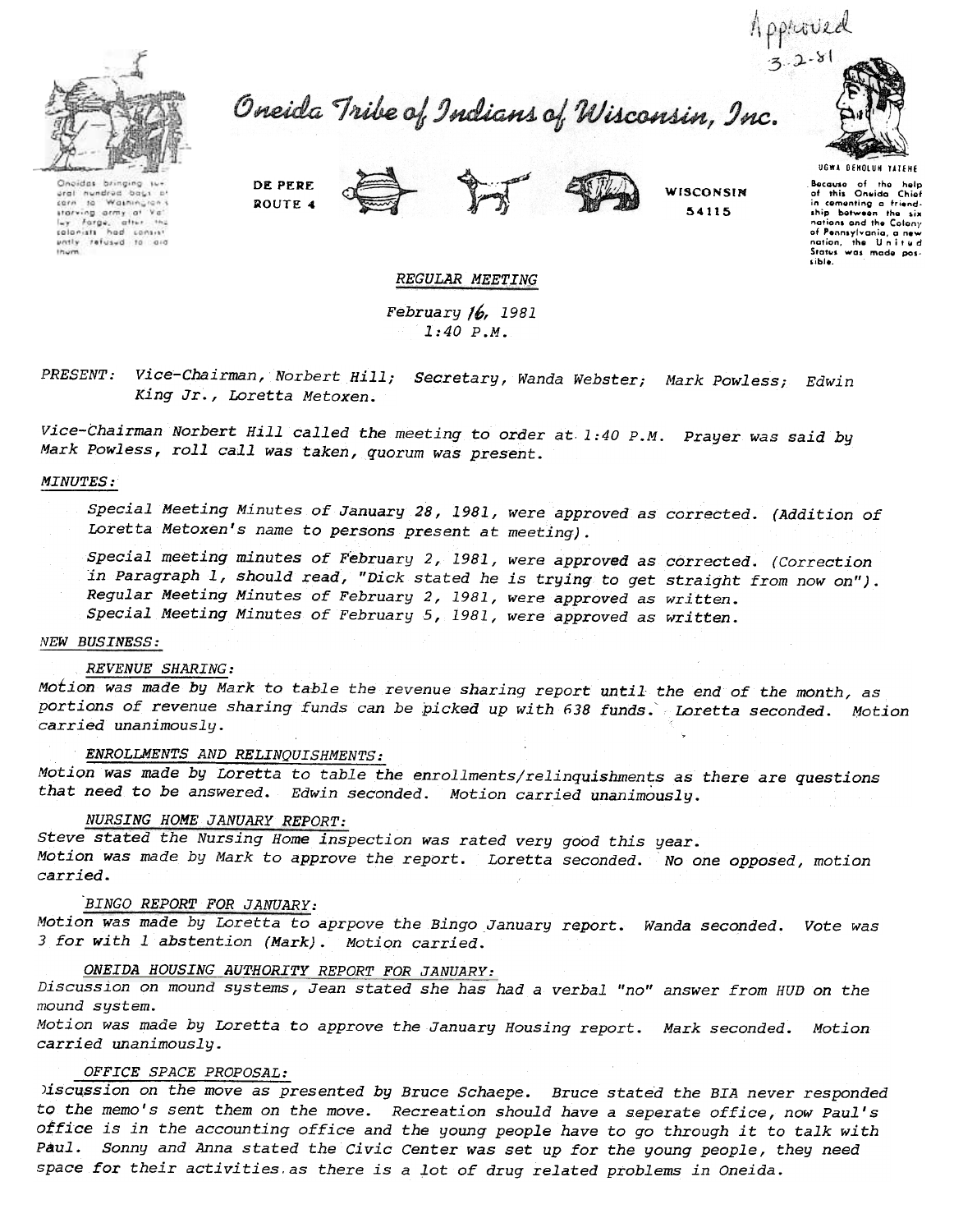Approved 3-2-81

# Oneida Tribe of Indians of Wisconsin, Inc.

Oneidas bringing several hundred bags of corn to Washington's starving army at Valley Forge, after the colonists had consistently refused to aid them.

DE PERE
ROUTE 4

WISCONSIN
54115

UGWA DEHOLUN YATEHE

Because of the help of this Oneida Chief in cementing a friendship between the six nations and the Colony of Pennsylvania, a new nation, the United States was made possible.

## *REGULAR MEETING*

*February 16, 1981*
*1:40 P.M.*

*PRESENT: Vice-Chairman, Norbert Hill; Secretary, Wanda Webster; Mark Powless; Edwin King Jr., Loretta Metoxen.*

*Vice-Chairman Norbert Hill called the meeting to order at 1:40 P.M. Prayer was said by Mark Powless, roll call was taken, quorum was present.*

*MINUTES:*

*Special Meeting Minutes of January 28, 1981, were approved as corrected. (Addition of Loretta Metoxen's name to persons present at meeting).*

*Special meeting minutes of February 2, 1981, were approved as corrected. (Correction in Paragraph 1, should read, "Dick stated he is trying to get straight from now on").*
*Regular Meeting Minutes of February 2, 1981, were approved as written.*
*Special Meeting Minutes of February 5, 1981, were approved as written.*

*NEW BUSINESS:*

*REVENUE SHARING:*
*Motion was made by Mark to table the revenue sharing report until the end of the month, as portions of revenue sharing funds can be picked up with 638 funds. Loretta seconded. Motion carried unanimously.*

*ENROLLMENTS AND RELINQUISHMENTS:*
*Motion was made by Loretta to table the enrollments/relinquishments as there are questions that need to be answered. Edwin seconded. Motion carried unanimously.*

*NURSING HOME JANUARY REPORT:*
*Steve stated the Nursing Home inspection was rated very good this year.*
*Motion was made by Mark to approve the report. Loretta seconded. No one opposed, motion carried.*

*BINGO REPORT FOR JANUARY:*
*Motion was made by Loretta to aprpove the Bingo January report. Wanda seconded. Vote was 3 for with 1 abstention (Mark). Motion carried.*

*ONEIDA HOUSING AUTHORITY REPORT FOR JANUARY:*
*Discussion on mound systems, Jean stated she has had a verbal "no" answer from HUD on the mound system.*
*Motion was made by Loretta to approve the January Housing report. Mark seconded. Motion carried unanimously.*

*OFFICE SPACE PROPOSAL:*
*Discussion on the move as presented by Bruce Schaepe. Bruce stated the BIA never responded to the memo's sent them on the move. Recreation should have a seperate office, now Paul's office is in the accounting office and the young people have to go through it to talk with Paul. Sonny and Anna stated the Civic Center was set up for the young people, they need space for their activities as there is a lot of drug related problems in Oneida.*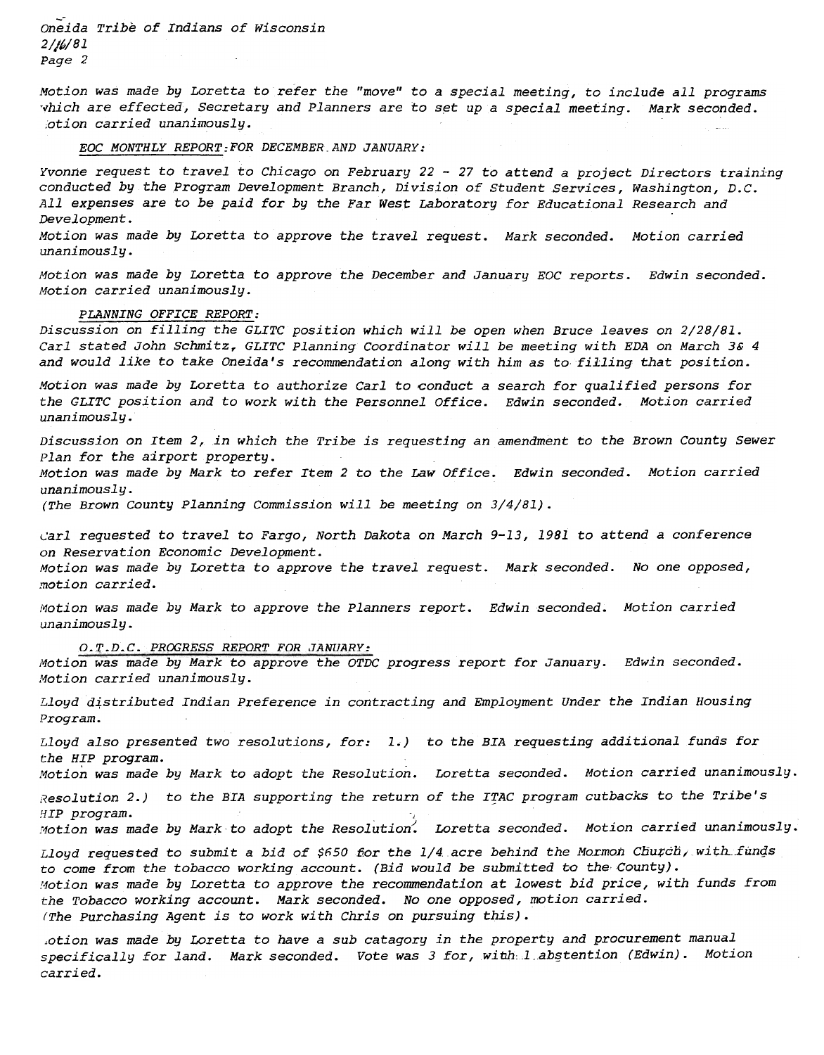Motion was made by Loretta to refer the "move" to a special meeting, to include all programs which are effected, Secretary and Planners are to set up a special meeting. Mark seconded. Motion carried unanimously.

EOC MONTHLY REPORT FOR DECEMBER AND JANUARY:

Yvonne request to travel to Chicago on February 22 - 27 to attend a project Directors training conducted by the Program Development Branch, Division of Student Services, Washington, D.C. All expenses are to be paid for by the Far West Laboratory for Educational Research and Development.
Motion was made by Loretta to approve the travel request. Mark seconded. Motion carried unanimously.

Motion was made by Loretta to approve the December and January EOC reports. Edwin seconded. Motion carried unanimously.

PLANNING OFFICE REPORT:

Discussion on filling the GLITC position which will be open when Bruce leaves on 2/28/81. Carl stated John Schmitz, GLITC Planning Coordinator will be meeting with EDA on March 3& 4 and would like to take Oneida's recommendation along with him as to filling that position.

Motion was made by Loretta to authorize Carl to conduct a search for qualified persons for the GLITC position and to work with the Personnel Office. Edwin seconded. Motion carried unanimously.

Discussion on Item 2, in which the Tribe is requesting an amendment to the Brown County Sewer Plan for the airport property.
Motion was made by Mark to refer Item 2 to the Law Office. Edwin seconded. Motion carried unanimously.
(The Brown County Planning Commission will be meeting on 3/4/81).

Carl requested to travel to Fargo, North Dakota on March 9-13, 1981 to attend a conference on Reservation Economic Development.
Motion was made by Loretta to approve the travel request. Mark seconded. No one opposed, motion carried.

Motion was made by Mark to approve the Planners report. Edwin seconded. Motion carried unanimously.

O.T.D.C. PROGRESS REPORT FOR JANUARY:

Motion was made by Mark to approve the OTDC progress report for January. Edwin seconded. Motion carried unanimously.

Lloyd distributed Indian Preference in contracting and Employment Under the Indian Housing Program.

Lloyd also presented two resolutions, for: 1.) to the BIA requesting additional funds for the HIP program.
Motion was made by Mark to adopt the Resolution. Loretta seconded. Motion carried unanimously.

Resolution 2.) to the BIA supporting the return of the ITAC program cutbacks to the Tribe's HIP program.
Motion was made by Mark to adopt the Resolution. Loretta seconded. Motion carried unanimously.

Lloyd requested to submit a bid of $650 for the 1/4 acre behind the Mormon Church, with funds to come from the tobacco working account. (Bid would be submitted to the County).
Motion was made by Loretta to approve the recommendation at lowest bid price, with funds from the Tobacco working account. Mark seconded. No one opposed, motion carried.
(The Purchasing Agent is to work with Chris on pursuing this).

Motion was made by Loretta to have a sub catagory in the property and procurement manual specifically for land. Mark seconded. Vote was 3 for, with 1 abstention (Edwin). Motion carried.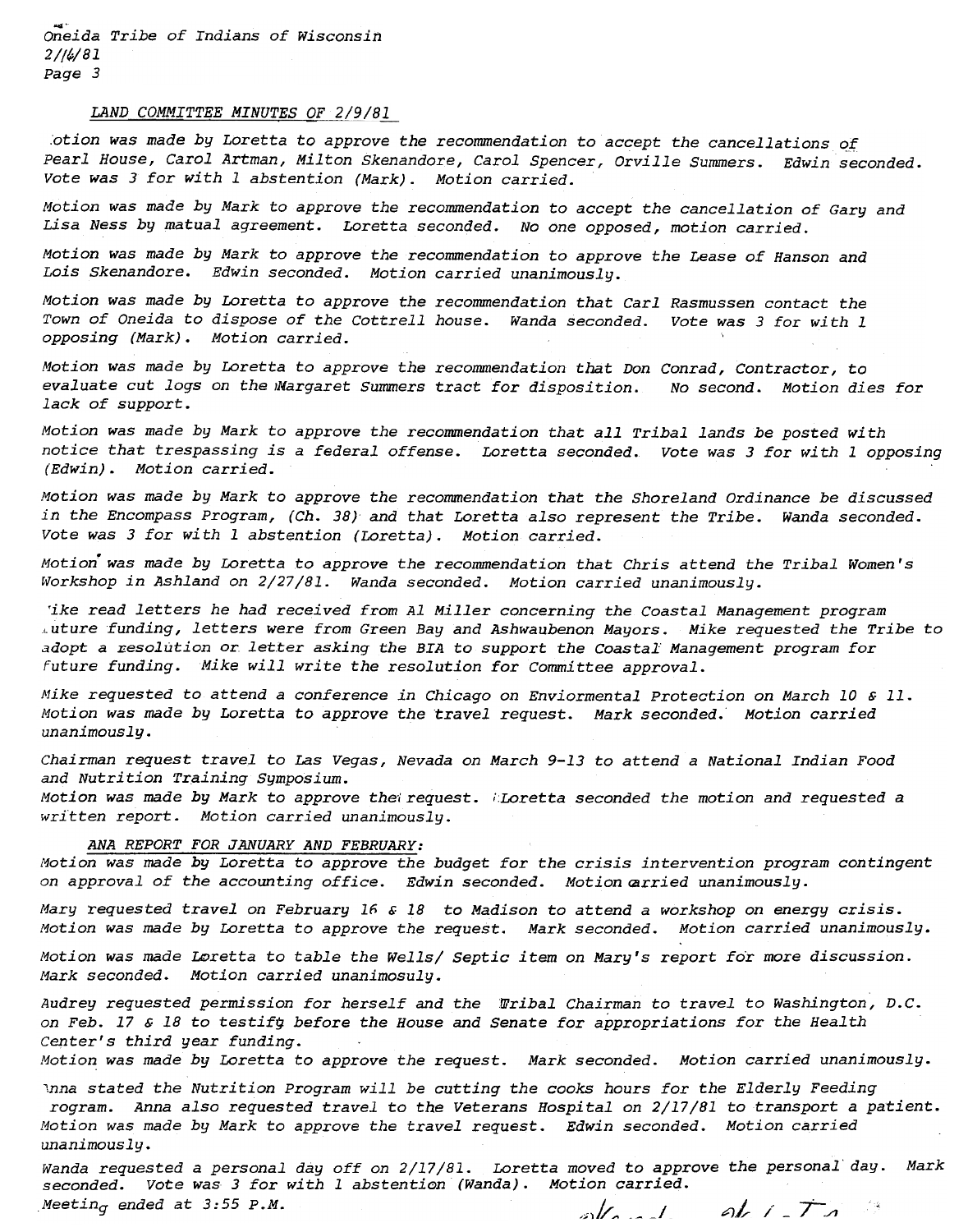*Oneida Tribe of Indians of Wisconsin*
*2/16/81*
*Page 3*

*LAND COMMITTEE MINUTES OF 2/9/81*

*otion was made by Loretta to approve the recommendation to accept the cancellations of Pearl House, Carol Artman, Milton Skenandore, Carol Spencer, Orville Summers. Edwin seconded. Vote was 3 for with 1 abstention (Mark). Motion carried.*

*Motion was made by Mark to approve the recommendation to accept the cancellation of Gary and Lisa Ness by matual agreement. Loretta seconded. No one opposed, motion carried.*

*Motion was made by Mark to approve the recommendation to approve the Lease of Hanson and Lois Skenandore. Edwin seconded. Motion carried unanimously.*

*Motion was made by Loretta to approve the recommendation that Carl Rasmussen contact the Town of Oneida to dispose of the Cottrell house. Wanda seconded. Vote was 3 for with 1 opposing (Mark). Motion carried.*

*Motion was made by Loretta to approve the recommendation that Don Conrad, Contractor, to evaluate cut logs on the Margaret Summers tract for disposition. No second. Motion dies for lack of support.*

*Motion was made by Mark to approve the recommendation that all Tribal lands be posted with notice that trespassing is a federal offense. Loretta seconded. Vote was 3 for with 1 opposing (Edwin). Motion carried.*

*Motion was made by Mark to approve the recommendation that the Shoreland Ordinance be discussed in the Encompass Program, (Ch. 38) and that Loretta also represent the Tribe. Wanda seconded. Vote was 3 for with 1 abstention (Loretta). Motion carried.*

*Motion was made by Loretta to approve the recommendation that Chris attend the Tribal Women's Workshop in Ashland on 2/27/81. Wanda seconded. Motion carried unanimously.*

*ike read letters he had received from Al Miller concerning the Coastal Management program uture funding, letters were from Green Bay and Ashwaubenon Mayors. Mike requested the Tribe to adopt a resolution or letter asking the BIA to support the Coastal Management program for future funding. Mike will write the resolution for Committee approval.*

*Mike requested to attend a conference in Chicago on Enviormental Protection on March 10 & 11. Motion was made by Loretta to approve the travel request. Mark seconded. Motion carried unanimously.*

*Chairman request travel to Las Vegas, Nevada on March 9-13 to attend a National Indian Food and Nutrition Training Symposium.*
*Motion was made by Mark to approve the request. Loretta seconded the motion and requested a written report. Motion carried unanimously.*

*ANA REPORT FOR JANUARY AND FEBRUARY:*
*Motion was made by Loretta to approve the budget for the crisis intervention program contingent on approval of the accounting office. Edwin seconded. Motion carried unanimously.*

*Mary requested travel on February 16 & 18 to Madison to attend a workshop on energy crisis. Motion was made by Loretta to approve the request. Mark seconded. Motion carried unanimously.*

*Motion was made Loretta to table the Wells/ Septic item on Mary's report for more discussion. Mark seconded. Motion carried unanimosuly.*

*Audrey requested permission for herself and the Tribal Chairman to travel to Washington, D.C. on Feb. 17 & 18 to testify before the House and Senate for appropriations for the Health Center's third year funding.*
*Motion was made by Loretta to approve the request. Mark seconded. Motion carried unanimously.*

*nna stated the Nutrition Program will be cutting the cooks hours for the Elderly Feeding rogram. Anna also requested travel to the Veterans Hospital on 2/17/81 to transport a patient. Motion was made by Mark to approve the travel request. Edwin seconded. Motion carried unanimously.*

*Wanda requested a personal day off on 2/17/81. Loretta moved to approve the personal day. Mark seconded. Vote was 3 for with 1 abstention (Wanda). Motion carried.*
*Meeting ended at 3:55 P.M.*